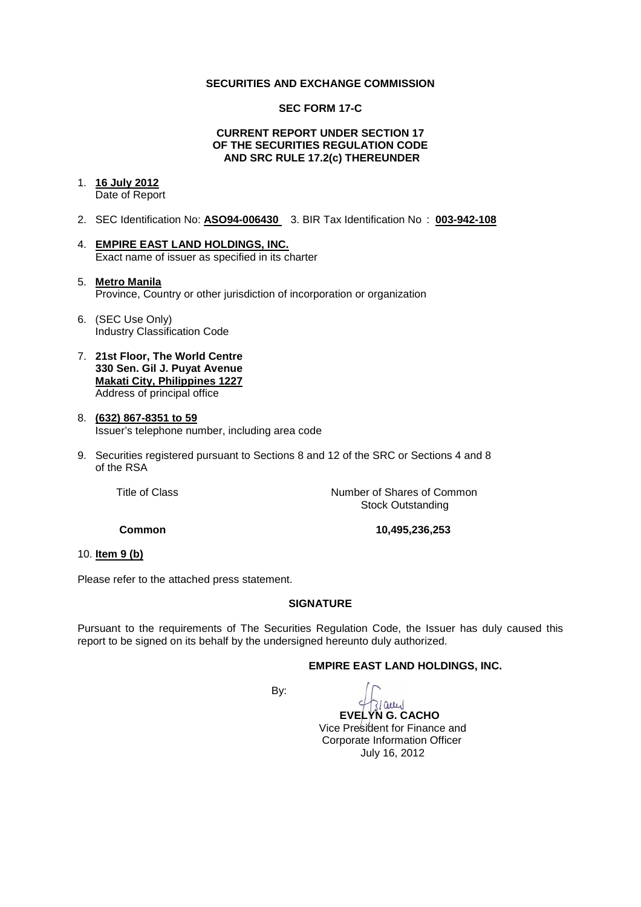**SECURITIES AND EXCHANGE COMMISSION**

**SEC FORM 17-C**

**CURRENT REPORT UNDER SECTION 17 OF THE SECURITIES REGULATION CODE AND SRC RULE 17.2(c) THEREUNDER**

1. **16 July 2012**
   Date of Report

2. SEC Identification No: **ASO94-006430** 3. BIR Tax Identification No : **003-942-108**

4. **EMPIRE EAST LAND HOLDINGS, INC.**
   Exact name of issuer as specified in its charter

5. **Metro Manila**
   Province, Country or other jurisdiction of incorporation or organization

6. (SEC Use Only)
   Industry Classification Code

7. **21st Floor, The World Centre**
   **330 Sen. Gil J. Puyat Avenue**
   **Makati City, Philippines 1227**
   Address of principal office

8. **(632) 867-8351 to 59**
   Issuer's telephone number, including area code

9. Securities registered pursuant to Sections 8 and 12 of the SRC or Sections 4 and 8 of the RSA

| Title of Class | Number of Shares of Common Stock Outstanding |
|---|---|
| **Common** | **10,495,236,253** |

10. **Item 9 (b)**

Please refer to the attached press statement.

**SIGNATURE**

Pursuant to the requirements of The Securities Regulation Code, the Issuer has duly caused this report to be signed on its behalf by the undersigned hereunto duly authorized.

**EMPIRE EAST LAND HOLDINGS, INC.**

By:

**EVELYN G. CACHO**
Vice President for Finance and
Corporate Information Officer
July 16, 2012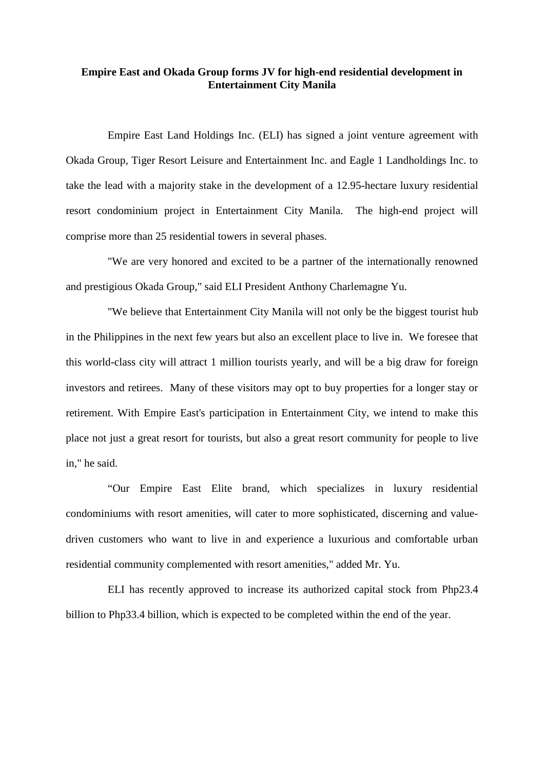**Empire East and Okada Group forms JV for high-end residential development in Entertainment City Manila**

Empire East Land Holdings Inc. (ELI) has signed a joint venture agreement with Okada Group, Tiger Resort Leisure and Entertainment Inc. and Eagle 1 Landholdings Inc. to take the lead with a majority stake in the development of a 12.95-hectare luxury residential resort condominium project in Entertainment City Manila. The high-end project will comprise more than 25 residential towers in several phases.

"We are very honored and excited to be a partner of the internationally renowned and prestigious Okada Group," said ELI President Anthony Charlemagne Yu.

"We believe that Entertainment City Manila will not only be the biggest tourist hub in the Philippines in the next few years but also an excellent place to live in. We foresee that this world-class city will attract 1 million tourists yearly, and will be a big draw for foreign investors and retirees. Many of these visitors may opt to buy properties for a longer stay or retirement. With Empire East's participation in Entertainment City, we intend to make this place not just a great resort for tourists, but also a great resort community for people to live in," he said.

“Our Empire East Elite brand, which specializes in luxury residential condominiums with resort amenities, will cater to more sophisticated, discerning and value-driven customers who want to live in and experience a luxurious and comfortable urban residential community complemented with resort amenities," added Mr. Yu.

ELI has recently approved to increase its authorized capital stock from Php23.4 billion to Php33.4 billion, which is expected to be completed within the end of the year.